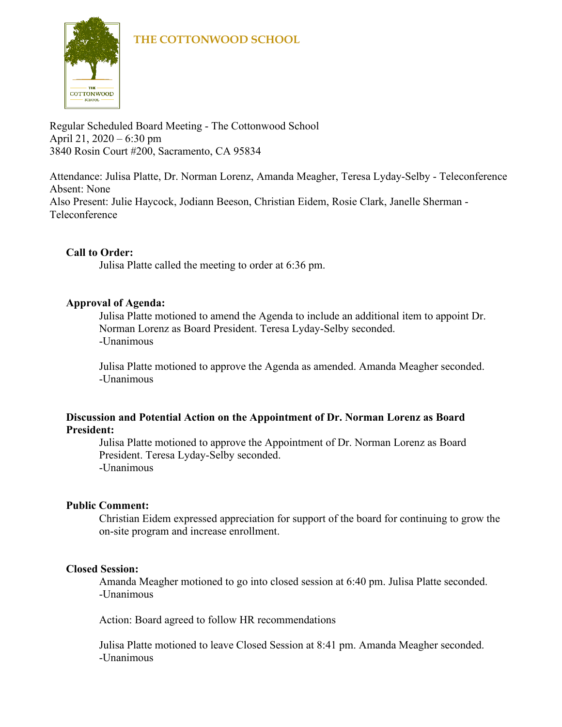# THE COTTONWOOD SCHOOL

Regular Scheduled Board Meeting - The Cottonwood School
April 21, 2020 – 6:30 pm
3840 Rosin Court #200, Sacramento, CA 95834

Attendance: Julisa Platte, Dr. Norman Lorenz, Amanda Meagher, Teresa Lyday-Selby - Teleconference
Absent: None
Also Present: Julie Haycock, Jodiann Beeson, Christian Eidem, Rosie Clark, Janelle Sherman - Teleconference

**Call to Order:**

Julisa Platte called the meeting to order at 6:36 pm.

**Approval of Agenda:**

Julisa Platte motioned to amend the Agenda to include an additional item to appoint Dr. Norman Lorenz as Board President. Teresa Lyday-Selby seconded.
-Unanimous

Julisa Platte motioned to approve the Agenda as amended. Amanda Meagher seconded.
-Unanimous

**Discussion and Potential Action on the Appointment of Dr. Norman Lorenz as Board President:**

Julisa Platte motioned to approve the Appointment of Dr. Norman Lorenz as Board President. Teresa Lyday-Selby seconded.
-Unanimous

**Public Comment:**

Christian Eidem expressed appreciation for support of the board for continuing to grow the on-site program and increase enrollment.

**Closed Session:**

Amanda Meagher motioned to go into closed session at 6:40 pm. Julisa Platte seconded.
-Unanimous

Action: Board agreed to follow HR recommendations

Julisa Platte motioned to leave Closed Session at 8:41 pm. Amanda Meagher seconded.
-Unanimous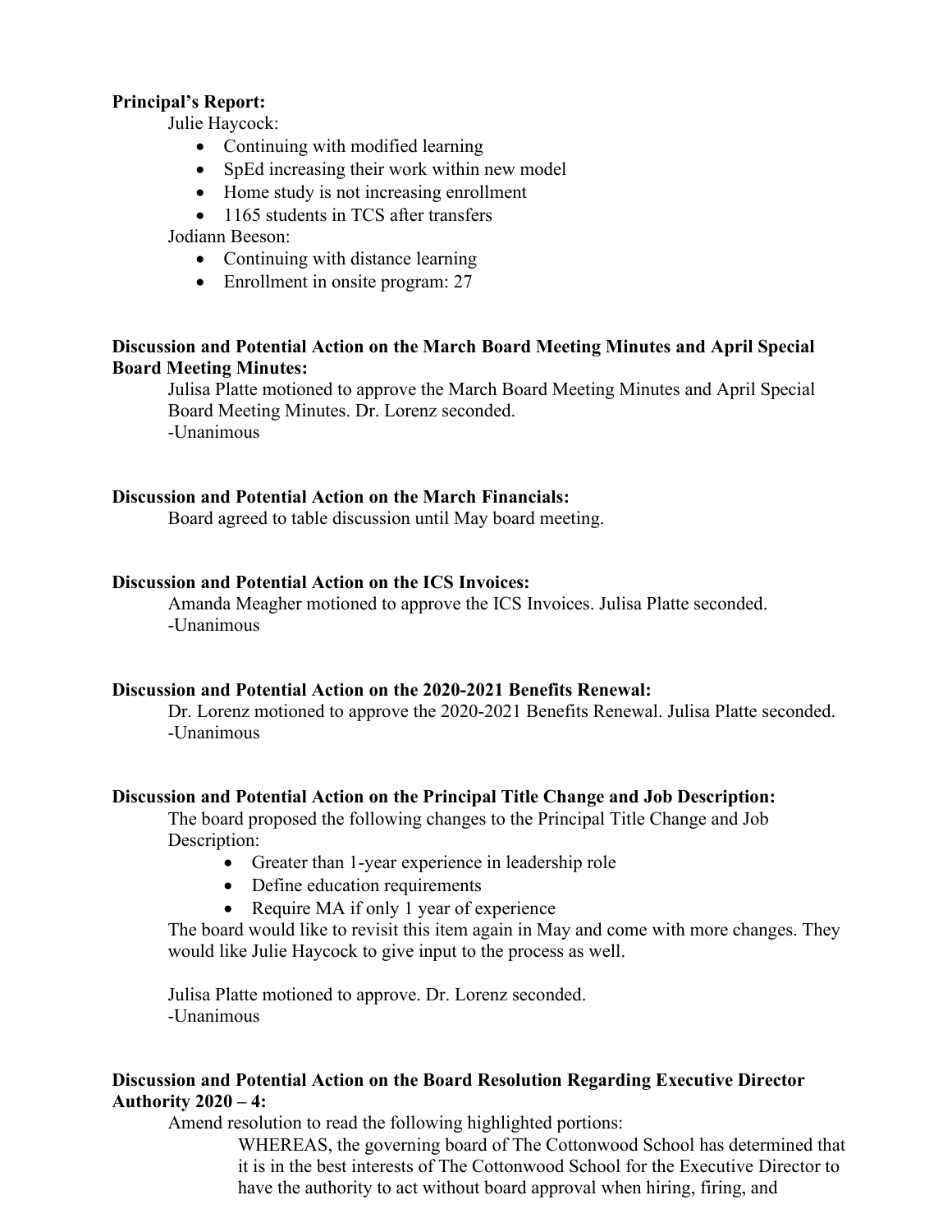**Principal's Report:**

Julie Haycock:

- Continuing with modified learning
- SpEd increasing their work within new model
- Home study is not increasing enrollment
- 1165 students in TCS after transfers

Jodiann Beeson:

- Continuing with distance learning
- Enrollment in onsite program: 27

**Discussion and Potential Action on the March Board Meeting Minutes and April Special Board Meeting Minutes:**

Julisa Platte motioned to approve the March Board Meeting Minutes and April Special Board Meeting Minutes. Dr. Lorenz seconded.
-Unanimous

**Discussion and Potential Action on the March Financials:**

Board agreed to table discussion until May board meeting.

**Discussion and Potential Action on the ICS Invoices:**

Amanda Meagher motioned to approve the ICS Invoices. Julisa Platte seconded.
-Unanimous

**Discussion and Potential Action on the 2020-2021 Benefits Renewal:**

Dr. Lorenz motioned to approve the 2020-2021 Benefits Renewal. Julisa Platte seconded.
-Unanimous

**Discussion and Potential Action on the Principal Title Change and Job Description:**

The board proposed the following changes to the Principal Title Change and Job Description:

- Greater than 1-year experience in leadership role
- Define education requirements
- Require MA if only 1 year of experience

The board would like to revisit this item again in May and come with more changes. They would like Julie Haycock to give input to the process as well.

Julisa Platte motioned to approve. Dr. Lorenz seconded.
-Unanimous

**Discussion and Potential Action on the Board Resolution Regarding Executive Director Authority 2020 – 4:**

Amend resolution to read the following highlighted portions:

> WHEREAS, the governing board of The Cottonwood School has determined that it is in the best interests of The Cottonwood School for the Executive Director to have the authority to act without board approval when hiring, firing, and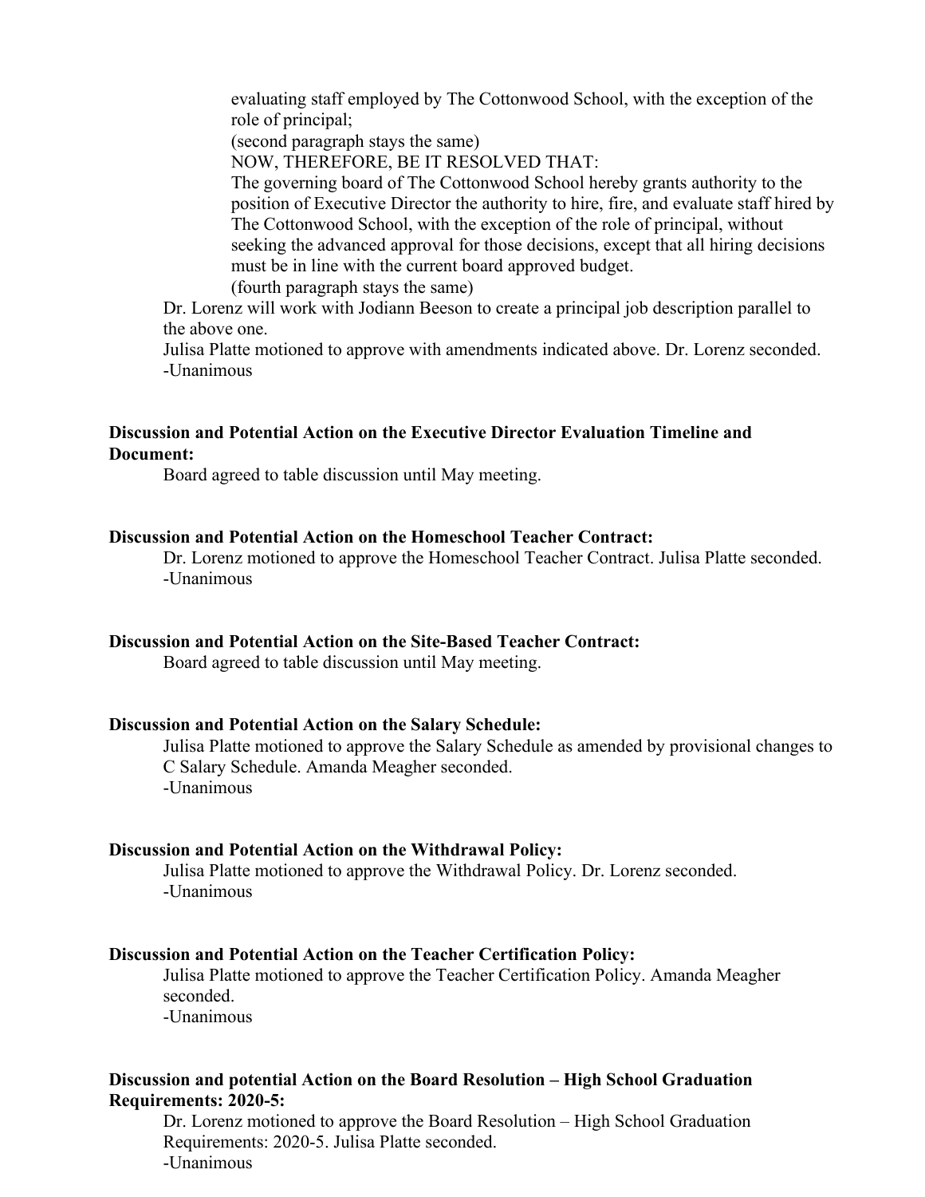evaluating staff employed by The Cottonwood School, with the exception of the role of principal;

(second paragraph stays the same)

NOW, THEREFORE, BE IT RESOLVED THAT:

The governing board of The Cottonwood School hereby grants authority to the position of Executive Director the authority to hire, fire, and evaluate staff hired by The Cottonwood School, with the exception of the role of principal, without seeking the advanced approval for those decisions, except that all hiring decisions must be in line with the current board approved budget.

(fourth paragraph stays the same)

Dr. Lorenz will work with Jodiann Beeson to create a principal job description parallel to the above one.

Julisa Platte motioned to approve with amendments indicated above. Dr. Lorenz seconded.
-Unanimous

**Discussion and Potential Action on the Executive Director Evaluation Timeline and Document:**

Board agreed to table discussion until May meeting.

**Discussion and Potential Action on the Homeschool Teacher Contract:**

Dr. Lorenz motioned to approve the Homeschool Teacher Contract. Julisa Platte seconded.
-Unanimous

**Discussion and Potential Action on the Site-Based Teacher Contract:**

Board agreed to table discussion until May meeting.

**Discussion and Potential Action on the Salary Schedule:**

Julisa Platte motioned to approve the Salary Schedule as amended by provisional changes to C Salary Schedule. Amanda Meagher seconded.
-Unanimous

**Discussion and Potential Action on the Withdrawal Policy:**

Julisa Platte motioned to approve the Withdrawal Policy. Dr. Lorenz seconded.
-Unanimous

**Discussion and Potential Action on the Teacher Certification Policy:**

Julisa Platte motioned to approve the Teacher Certification Policy. Amanda Meagher seconded.
-Unanimous

**Discussion and potential Action on the Board Resolution – High School Graduation Requirements: 2020-5:**

Dr. Lorenz motioned to approve the Board Resolution – High School Graduation Requirements: 2020-5. Julisa Platte seconded.
-Unanimous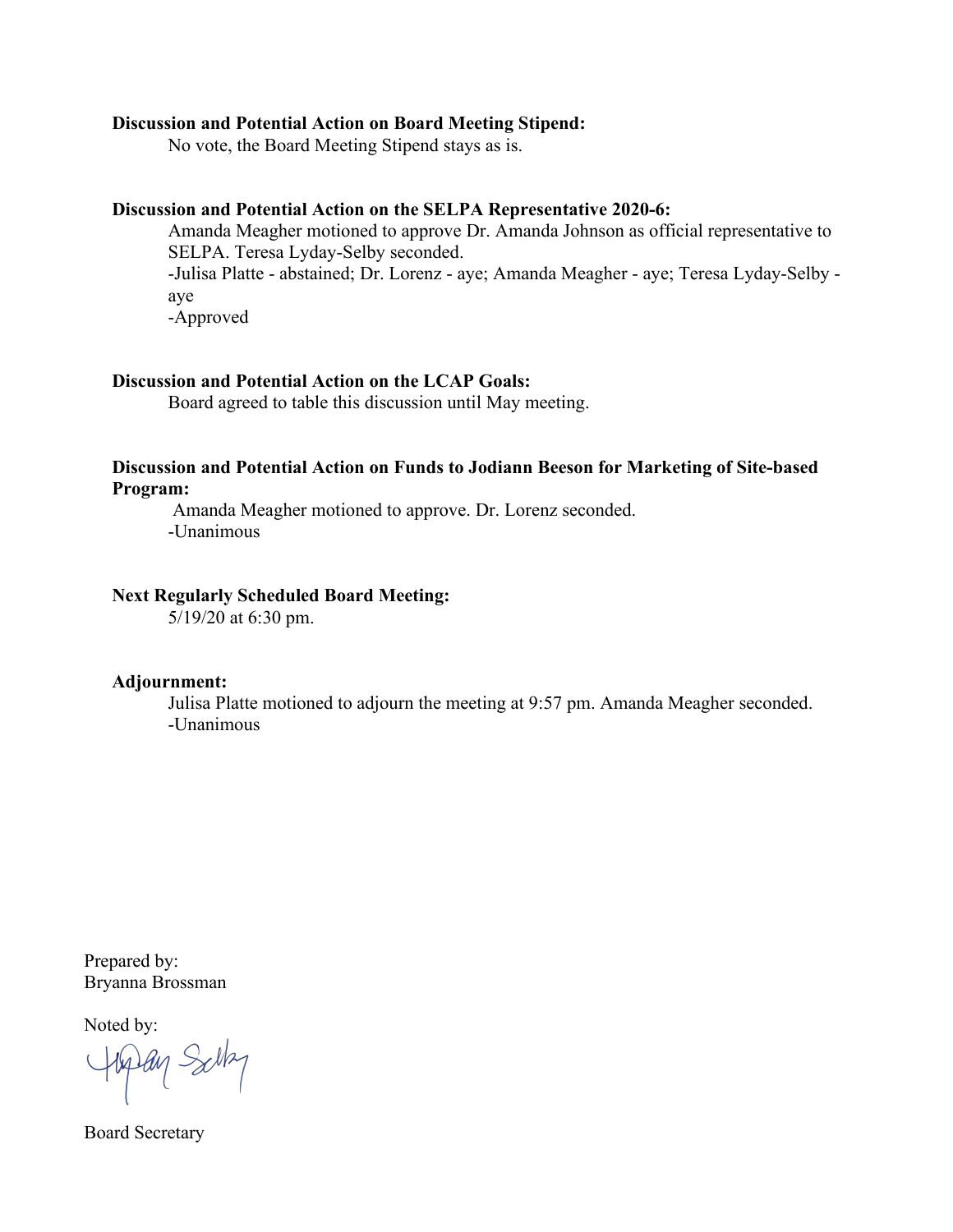**Discussion and Potential Action on Board Meeting Stipend:**

No vote, the Board Meeting Stipend stays as is.

**Discussion and Potential Action on the SELPA Representative 2020-6:**

Amanda Meagher motioned to approve Dr. Amanda Johnson as official representative to SELPA. Teresa Lyday-Selby seconded.

-Julisa Platte - abstained; Dr. Lorenz - aye; Amanda Meagher - aye; Teresa Lyday-Selby - aye

-Approved

**Discussion and Potential Action on the LCAP Goals:**

Board agreed to table this discussion until May meeting.

**Discussion and Potential Action on Funds to Jodiann Beeson for Marketing of Site-based Program:**

Amanda Meagher motioned to approve. Dr. Lorenz seconded.

-Unanimous

**Next Regularly Scheduled Board Meeting:**

5/19/20 at 6:30 pm.

**Adjournment:**

Julisa Platte motioned to adjourn the meeting at 9:57 pm. Amanda Meagher seconded.

-Unanimous

Prepared by:
Bryanna Brossman

Noted by:

Board Secretary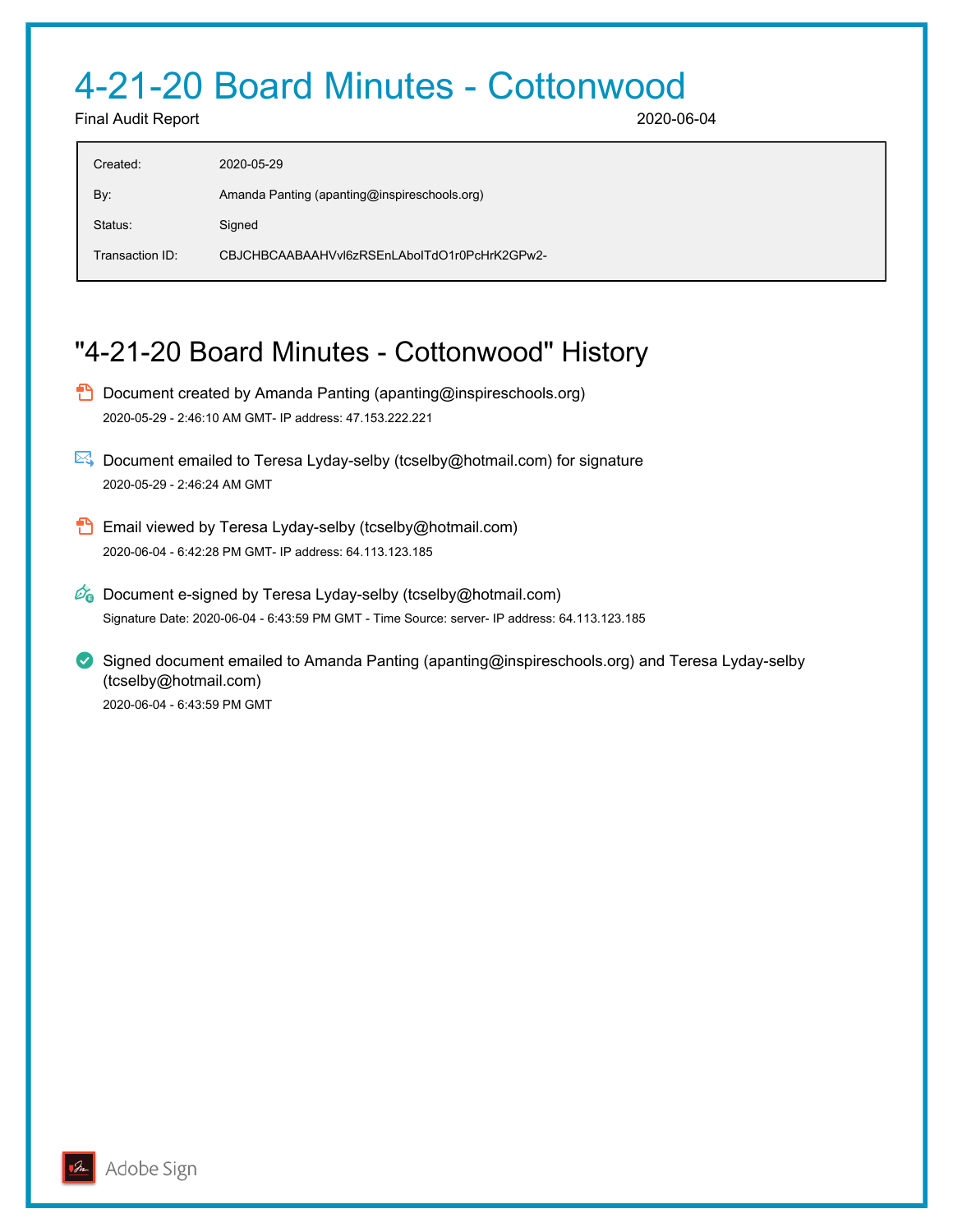# 4-21-20 Board Minutes - Cottonwood

Final Audit Report 2020-06-04

| | |
|---|---|
| Created: | 2020-05-29 |
| By: | Amanda Panting (apanting@inspireschools.org) |
| Status: | Signed |
| Transaction ID: | CBJCHBCAABAAHVvl6zRSEnLAbolTdO1r0PcHrK2GPw2- |

## "4-21-20 Board Minutes - Cottonwood" History

- Document created by Amanda Panting (apanting@inspireschools.org)
  2020-05-29 - 2:46:10 AM GMT- IP address: 47.153.222.221

- Document emailed to Teresa Lyday-selby (tcselby@hotmail.com) for signature
  2020-05-29 - 2:46:24 AM GMT

- Email viewed by Teresa Lyday-selby (tcselby@hotmail.com)
  2020-06-04 - 6:42:28 PM GMT- IP address: 64.113.123.185

- Document e-signed by Teresa Lyday-selby (tcselby@hotmail.com)
  Signature Date: 2020-06-04 - 6:43:59 PM GMT - Time Source: server- IP address: 64.113.123.185

- Signed document emailed to Amanda Panting (apanting@inspireschools.org) and Teresa Lyday-selby (tcselby@hotmail.com)
  2020-06-04 - 6:43:59 PM GMT

Adobe Sign